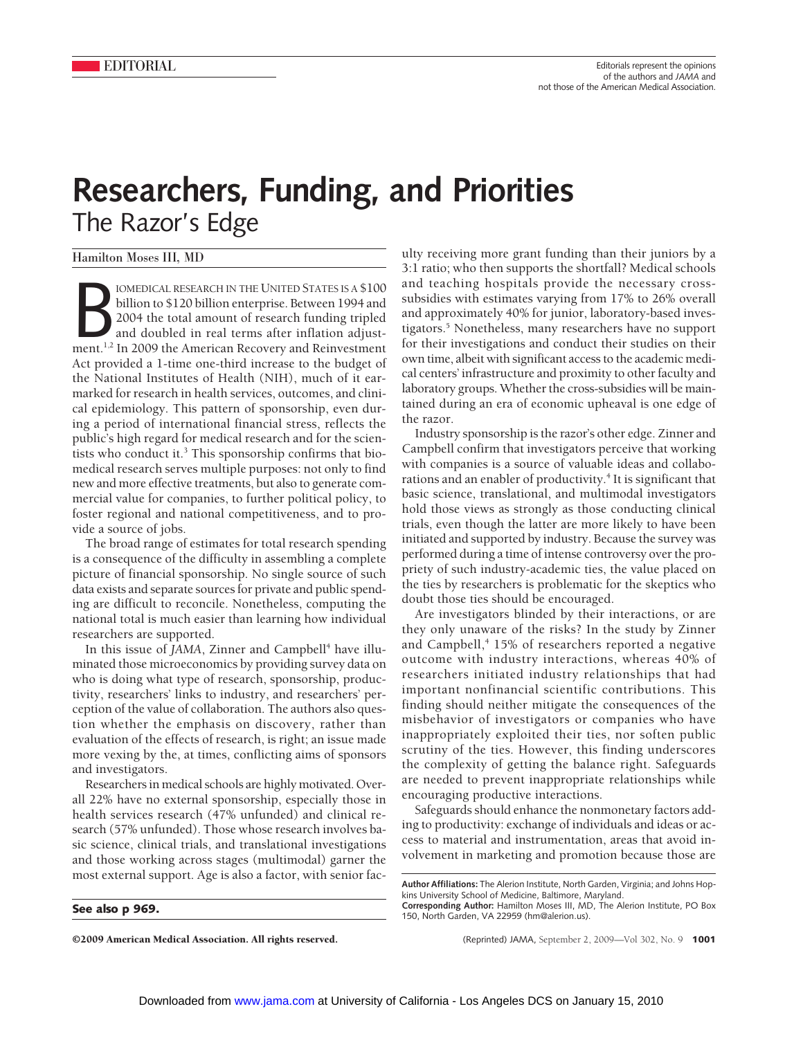EDITORIAL

Editorials represent the opinions of the authors and *JAMA* and not those of the American Medical Association.

# Researchers, Funding, and Priorities
## The Razor's Edge

Hamilton Moses III, MD

BIOMEDICAL RESEARCH IN THE UNITED STATES IS A $100 billion to $120 billion enterprise. Between 1994 and 2004 the total amount of research funding tripled and doubled in real terms after inflation adjustment.[1,2] In 2009 the American Recovery and Reinvestment Act provided a 1-time one-third increase to the budget of the National Institutes of Health (NIH), much of it earmarked for research in health services, outcomes, and clinical epidemiology. This pattern of sponsorship, even during a period of international financial stress, reflects the public's high regard for medical research and for the scientists who conduct it.[3] This sponsorship confirms that biomedical research serves multiple purposes: not only to find new and more effective treatments, but also to generate commercial value for companies, to further political policy, to foster regional and national competitiveness, and to provide a source of jobs.

The broad range of estimates for total research spending is a consequence of the difficulty in assembling a complete picture of financial sponsorship. No single source of such data exists and separate sources for private and public spending are difficult to reconcile. Nonetheless, computing the national total is much easier than learning how individual researchers are supported.

In this issue of *JAMA*, Zinner and Campbell[4] have illuminated those microeconomics by providing survey data on who is doing what type of research, sponsorship, productivity, researchers' links to industry, and researchers' perception of the value of collaboration. The authors also question whether the emphasis on discovery, rather than evaluation of the effects of research, is right; an issue made more vexing by the, at times, conflicting aims of sponsors and investigators.

Researchers in medical schools are highly motivated. Overall 22% have no external sponsorship, especially those in health services research (47% unfunded) and clinical research (57% unfunded). Those whose research involves basic science, clinical trials, and translational investigations and those working across stages (multimodal) garner the most external support. Age is also a factor, with senior faculty receiving more grant funding than their juniors by a 3:1 ratio; who then supports the shortfall? Medical schools and teaching hospitals provide the necessary cross-subsidies with estimates varying from 17% to 26% overall and approximately 40% for junior, laboratory-based investigators.[5] Nonetheless, many researchers have no support for their investigations and conduct their studies on their own time, albeit with significant access to the academic medical centers' infrastructure and proximity to other faculty and laboratory groups. Whether the cross-subsidies will be maintained during an era of economic upheaval is one edge of the razor.

Industry sponsorship is the razor's other edge. Zinner and Campbell confirm that investigators perceive that working with companies is a source of valuable ideas and collaborations and an enabler of productivity.[4] It is significant that basic science, translational, and multimodal investigators hold those views as strongly as those conducting clinical trials, even though the latter are more likely to have been initiated and supported by industry. Because the survey was performed during a time of intense controversy over the propriety of such industry-academic ties, the value placed on the ties by researchers is problematic for the skeptics who doubt those ties should be encouraged.

Are investigators blinded by their interactions, or are they only unaware of the risks? In the study by Zinner and Campbell,[4] 15% of researchers reported a negative outcome with industry interactions, whereas 40% of researchers initiated industry relationships that had important nonfinancial scientific contributions. This finding should neither mitigate the consequences of the misbehavior of investigators or companies who have inappropriately exploited their ties, nor soften public scrutiny of the ties. However, this finding underscores the complexity of getting the balance right. Safeguards are needed to prevent inappropriate relationships while encouraging productive interactions.

Safeguards should enhance the nonmonetary factors adding to productivity: exchange of individuals and ideas or access to material and instrumentation, areas that avoid involvement in marketing and promotion because those are

**See also p 969.**

**Author Affiliations:** The Alerion Institute, North Garden, Virginia; and Johns Hopkins University School of Medicine, Baltimore, Maryland.

**Corresponding Author:** Hamilton Moses III, MD, The Alerion Institute, PO Box 150, North Garden, VA 22959 (hm@alerion.us).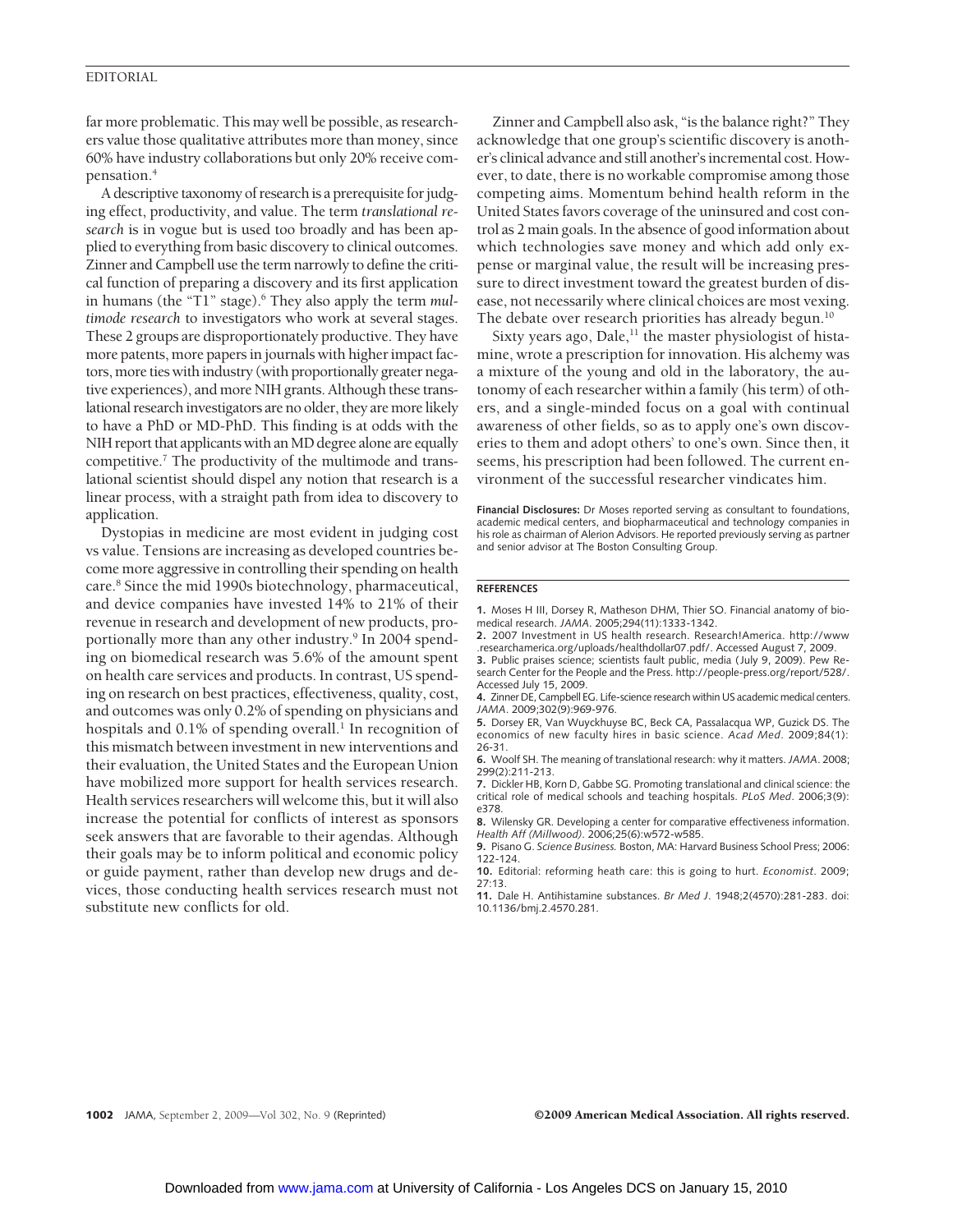far more problematic. This may well be possible, as researchers value those qualitative attributes more than money, since 60% have industry collaborations but only 20% receive compensation.[4]

A descriptive taxonomy of research is a prerequisite for judging effect, productivity, and value. The term *translational research* is in vogue but is used too broadly and has been applied to everything from basic discovery to clinical outcomes. Zinner and Campbell use the term narrowly to define the critical function of preparing a discovery and its first application in humans (the "T1" stage).[6] They also apply the term *multimode research* to investigators who work at several stages. These 2 groups are disproportionately productive. They have more patents, more papers in journals with higher impact factors, more ties with industry (with proportionally greater negative experiences), and more NIH grants. Although these translational research investigators are no older, they are more likely to have a PhD or MD-PhD. This finding is at odds with the NIH report that applicants with an MD degree alone are equally competitive.[7] The productivity of the multimode and translational scientist should dispel any notion that research is a linear process, with a straight path from idea to discovery to application.

Dystopias in medicine are most evident in judging cost vs value. Tensions are increasing as developed countries become more aggressive in controlling their spending on health care.[8] Since the mid 1990s biotechnology, pharmaceutical, and device companies have invested 14% to 21% of their revenue in research and development of new products, proportionally more than any other industry.[9] In 2004 spending on biomedical research was 5.6% of the amount spent on health care services and products. In contrast, US spending on research on best practices, effectiveness, quality, cost, and outcomes was only 0.2% of spending on physicians and hospitals and 0.1% of spending overall.[1] In recognition of this mismatch between investment in new interventions and their evaluation, the United States and the European Union have mobilized more support for health services research. Health services researchers will welcome this, but it will also increase the potential for conflicts of interest as sponsors seek answers that are favorable to their agendas. Although their goals may be to inform political and economic policy or guide payment, rather than develop new drugs and devices, those conducting health services research must not substitute new conflicts for old.

Zinner and Campbell also ask, "is the balance right?" They acknowledge that one group's scientific discovery is another's clinical advance and still another's incremental cost. However, to date, there is no workable compromise among those competing aims. Momentum behind health reform in the United States favors coverage of the uninsured and cost control as 2 main goals. In the absence of good information about which technologies save money and which add only expense or marginal value, the result will be increasing pressure to direct investment toward the greatest burden of disease, not necessarily where clinical choices are most vexing. The debate over research priorities has already begun.[10]

Sixty years ago, Dale,[11] the master physiologist of histamine, wrote a prescription for innovation. His alchemy was a mixture of the young and old in the laboratory, the autonomy of each researcher within a family (his term) of others, and a single-minded focus on a goal with continual awareness of other fields, so as to apply one's own discoveries to them and adopt others' to one's own. Since then, it seems, his prescription had been followed. The current environment of the successful researcher vindicates him.

**Financial Disclosures:** Dr Moses reported serving as consultant to foundations, academic medical centers, and biopharmaceutical and technology companies in his role as chairman of Alerion Advisors. He reported previously serving as partner and senior advisor at The Boston Consulting Group.

## REFERENCES

1. Moses H III, Dorsey R, Matheson DHM, Thier SO. Financial anatomy of biomedical research. *JAMA*. 2005;294(11):1333-1342.
2. 2007 Investment in US health research. Research!America. http://www.researchamerica.org/uploads/healthdollar07.pdf/. Accessed August 7, 2009.
3. Public praises science; scientists fault public, media (July 9, 2009). Pew Research Center for the People and the Press. http://people-press.org/report/528/. Accessed July 15, 2009.
4. Zinner DE, Campbell EG. Life-science research within US academic medical centers. *JAMA*. 2009;302(9):969-976.
5. Dorsey ER, Van Wuyckhuyse BC, Beck CA, Passalacqua WP, Guzick DS. The economics of new faculty hires in basic science. *Acad Med*. 2009;84(1):26-31.
6. Woolf SH. The meaning of translational research: why it matters. *JAMA*. 2008;299(2):211-213.
7. Dickler HB, Korn D, Gabbe SG. Promoting translational and clinical science: the critical role of medical schools and teaching hospitals. *PLoS Med*. 2006;3(9):e378.
8. Wilensky GR. Developing a center for comparative effectiveness information. *Health Aff (Millwood)*. 2006;25(6):w572-w585.
9. Pisano G. *Science Business*. Boston, MA: Harvard Business School Press; 2006:122-124.
10. Editorial: reforming heath care: this is going to hurt. *Economist*. 2009;27:13.
11. Dale H. Antihistamine substances. *Br Med J*. 1948;2(4570):281-283. doi:10.1136/bmj.2.4570.281.